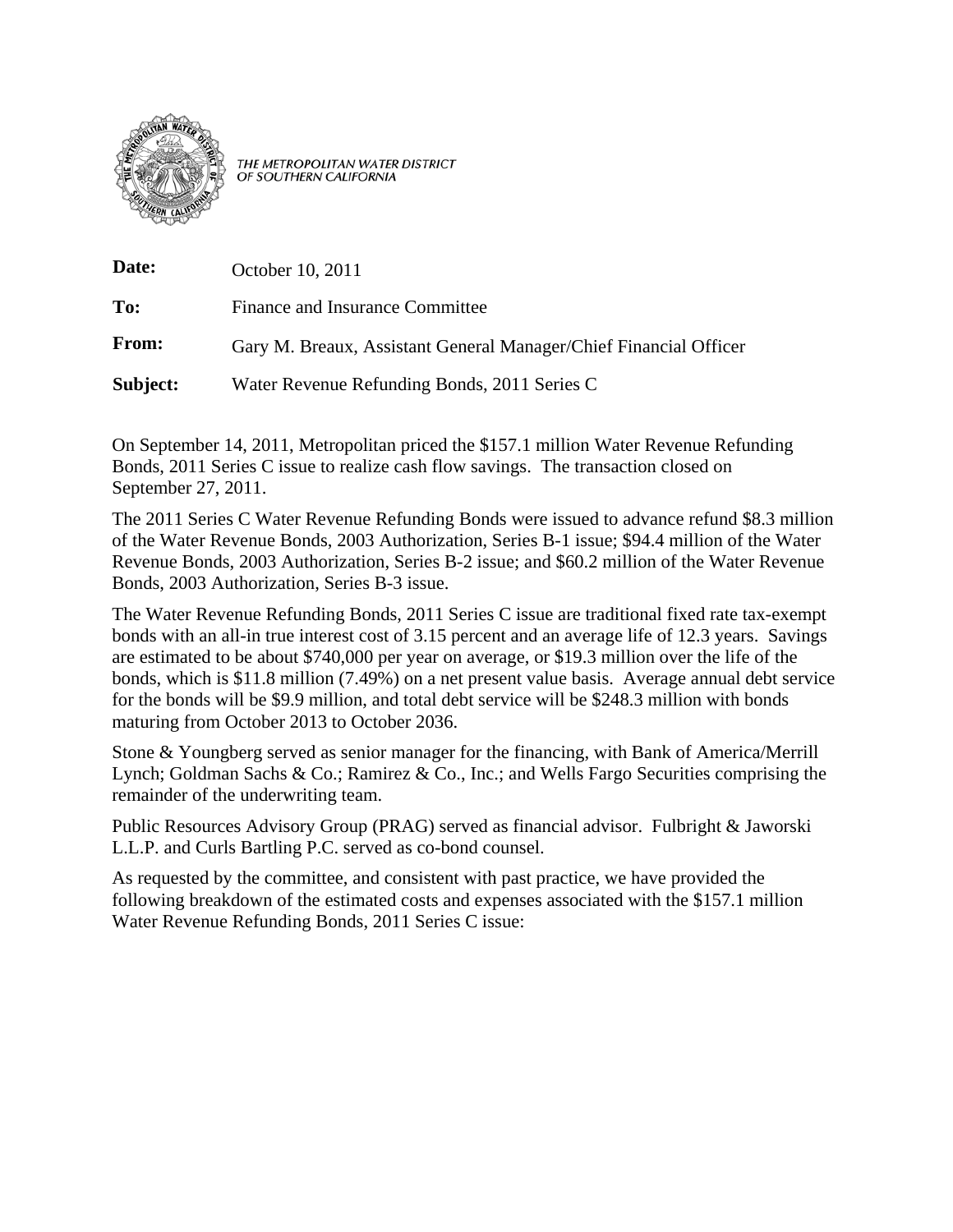*THE METROPOLITAN WATER DISTRICT OF SOUTHERN CALIFORNIA*

| | |
|---|---|
| **Date:** | October 10, 2011 |
| **To:** | Finance and Insurance Committee |
| **From:** | Gary M. Breaux, Assistant General Manager/Chief Financial Officer |
| **Subject:** | Water Revenue Refunding Bonds, 2011 Series C |

On September 14, 2011, Metropolitan priced the $157.1 million Water Revenue Refunding Bonds, 2011 Series C issue to realize cash flow savings. The transaction closed on September 27, 2011.

The 2011 Series C Water Revenue Refunding Bonds were issued to advance refund $8.3 million of the Water Revenue Bonds, 2003 Authorization, Series B-1 issue; $94.4 million of the Water Revenue Bonds, 2003 Authorization, Series B-2 issue; and $60.2 million of the Water Revenue Bonds, 2003 Authorization, Series B-3 issue.

The Water Revenue Refunding Bonds, 2011 Series C issue are traditional fixed rate tax-exempt bonds with an all-in true interest cost of 3.15 percent and an average life of 12.3 years. Savings are estimated to be about $740,000 per year on average, or $19.3 million over the life of the bonds, which is $11.8 million (7.49%) on a net present value basis. Average annual debt service for the bonds will be $9.9 million, and total debt service will be $248.3 million with bonds maturing from October 2013 to October 2036.

Stone & Youngberg served as senior manager for the financing, with Bank of America/Merrill Lynch; Goldman Sachs & Co.; Ramirez & Co., Inc.; and Wells Fargo Securities comprising the remainder of the underwriting team.

Public Resources Advisory Group (PRAG) served as financial advisor. Fulbright & Jaworski L.L.P. and Curls Bartling P.C. served as co-bond counsel.

As requested by the committee, and consistent with past practice, we have provided the following breakdown of the estimated costs and expenses associated with the $157.1 million Water Revenue Refunding Bonds, 2011 Series C issue: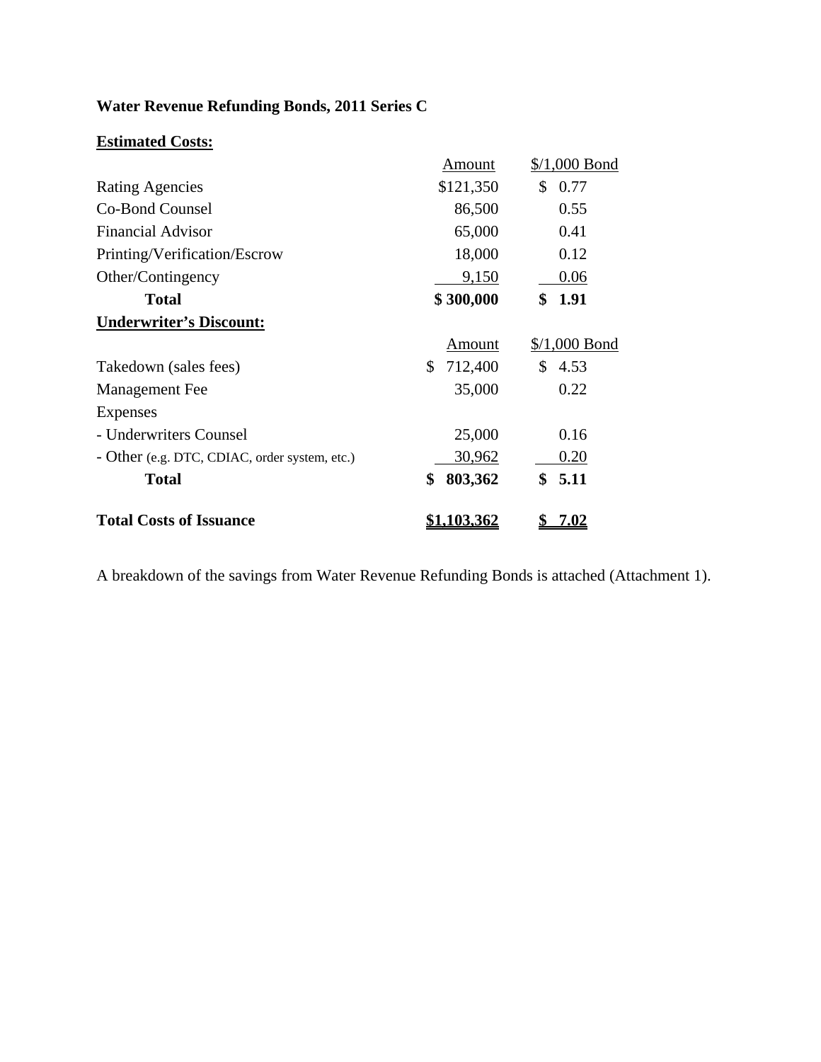**Water Revenue Refunding Bonds, 2011 Series C**

**Estimated Costs:**

| | Amount | $/1,000 Bond |
|---|---|---|
| Rating Agencies | $121,350 | $ 0.77 |
| Co-Bond Counsel | 86,500 | 0.55 |
| Financial Advisor | 65,000 | 0.41 |
| Printing/Verification/Escrow | 18,000 | 0.12 |
| Other/Contingency | 9,150 | 0.06 |
| **Total** | **$ 300,000** | **$ 1.91** |

**Underwriter's Discount:**

| | Amount | $/1,000 Bond |
|---|---|---|
| Takedown (sales fees) | $ 712,400 | $ 4.53 |
| Management Fee | 35,000 | 0.22 |
| Expenses | | |
| - Underwriters Counsel | 25,000 | 0.16 |
| - Other (e.g. DTC, CDIAC, order system, etc.) | 30,962 | 0.20 |
| **Total** | **$ 803,362** | **$ 5.11** |
| | | |
| **Total Costs of Issuance** | **$1,103,362** | **$ 7.02** |

A breakdown of the savings from Water Revenue Refunding Bonds is attached (Attachment 1).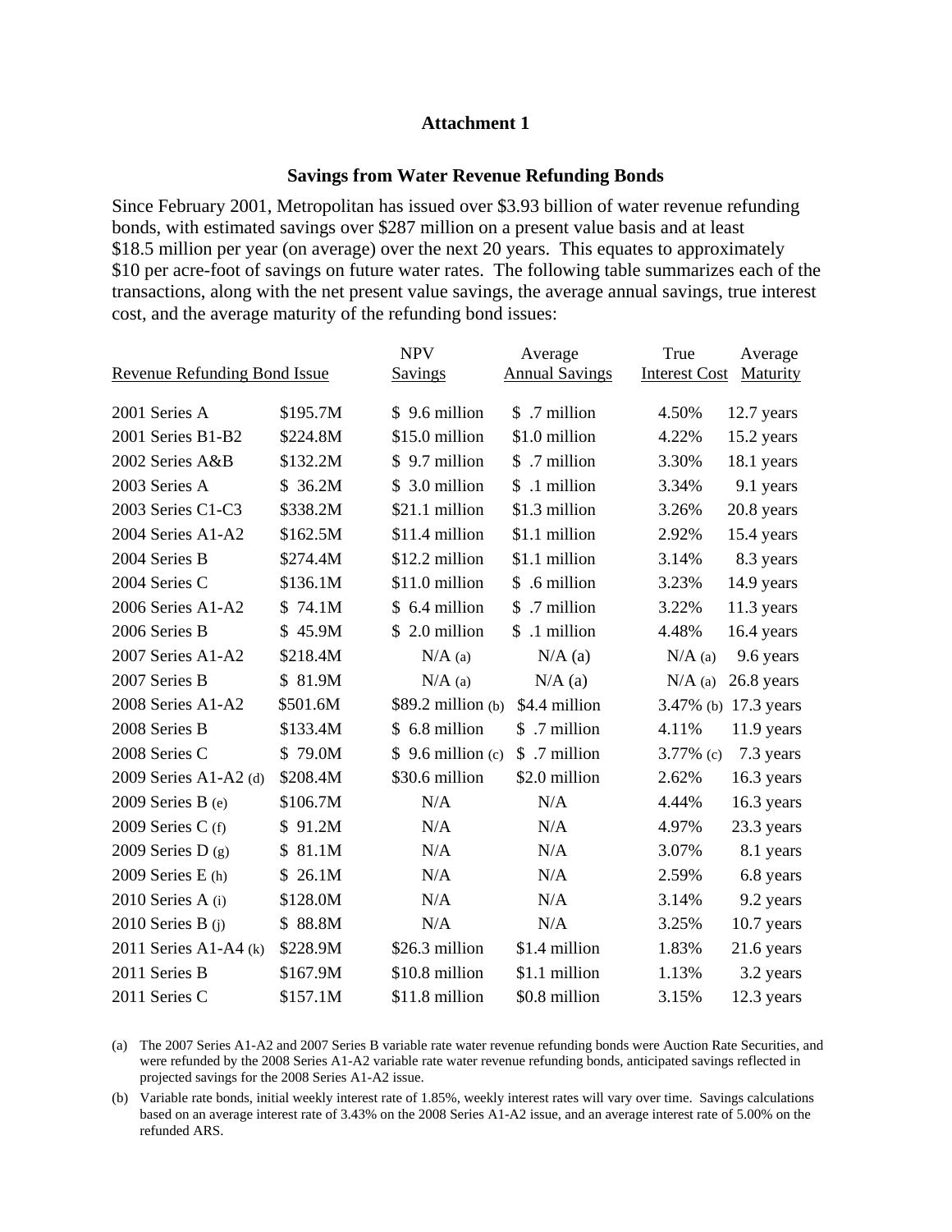**Attachment 1**

**Savings from Water Revenue Refunding Bonds**

Since February 2001, Metropolitan has issued over $3.93 billion of water revenue refunding bonds, with estimated savings over $287 million on a present value basis and at least $18.5 million per year (on average) over the next 20 years. This equates to approximately $10 per acre-foot of savings on future water rates. The following table summarizes each of the transactions, along with the net present value savings, the average annual savings, true interest cost, and the average maturity of the refunding bond issues:

| Revenue Refunding Bond Issue | | NPV Savings | Average Annual Savings | True Interest Cost | Average Maturity |
|---|---|---|---|---|---|
| 2001 Series A | $195.7M | $ 9.6 million | $ .7 million | 4.50% | 12.7 years |
| 2001 Series B1-B2 | $224.8M | $15.0 million | $1.0 million | 4.22% | 15.2 years |
| 2002 Series A&B | $132.2M | $ 9.7 million | $ .7 million | 3.30% | 18.1 years |
| 2003 Series A | $ 36.2M | $ 3.0 million | $ .1 million | 3.34% | 9.1 years |
| 2003 Series C1-C3 | $338.2M | $21.1 million | $1.3 million | 3.26% | 20.8 years |
| 2004 Series A1-A2 | $162.5M | $11.4 million | $1.1 million | 2.92% | 15.4 years |
| 2004 Series B | $274.4M | $12.2 million | $1.1 million | 3.14% | 8.3 years |
| 2004 Series C | $136.1M | $11.0 million | $ .6 million | 3.23% | 14.9 years |
| 2006 Series A1-A2 | $ 74.1M | $ 6.4 million | $ .7 million | 3.22% | 11.3 years |
| 2006 Series B | $ 45.9M | $ 2.0 million | $ .1 million | 4.48% | 16.4 years |
| 2007 Series A1-A2 | $218.4M | N/A (a) | N/A (a) | N/A (a) | 9.6 years |
| 2007 Series B | $ 81.9M | N/A (a) | N/A (a) | N/A (a) | 26.8 years |
| 2008 Series A1-A2 | $501.6M | $89.2 million (b) | $4.4 million | 3.47% (b) | 17.3 years |
| 2008 Series B | $133.4M | $ 6.8 million | $ .7 million | 4.11% | 11.9 years |
| 2008 Series C | $ 79.0M | $ 9.6 million (c) | $ .7 million | 3.77% (c) | 7.3 years |
| 2009 Series A1-A2 (d) | $208.4M | $30.6 million | $2.0 million | 2.62% | 16.3 years |
| 2009 Series B (e) | $106.7M | N/A | N/A | 4.44% | 16.3 years |
| 2009 Series C (f) | $ 91.2M | N/A | N/A | 4.97% | 23.3 years |
| 2009 Series D (g) | $ 81.1M | N/A | N/A | 3.07% | 8.1 years |
| 2009 Series E (h) | $ 26.1M | N/A | N/A | 2.59% | 6.8 years |
| 2010 Series A (i) | $128.0M | N/A | N/A | 3.14% | 9.2 years |
| 2010 Series B (j) | $ 88.8M | N/A | N/A | 3.25% | 10.7 years |
| 2011 Series A1-A4 (k) | $228.9M | $26.3 million | $1.4 million | 1.83% | 21.6 years |
| 2011 Series B | $167.9M | $10.8 million | $1.1 million | 1.13% | 3.2 years |
| 2011 Series C | $157.1M | $11.8 million | $0.8 million | 3.15% | 12.3 years |

(a) The 2007 Series A1-A2 and 2007 Series B variable rate water revenue refunding bonds were Auction Rate Securities, and were refunded by the 2008 Series A1-A2 variable rate water revenue refunding bonds, anticipated savings reflected in projected savings for the 2008 Series A1-A2 issue.

(b) Variable rate bonds, initial weekly interest rate of 1.85%, weekly interest rates will vary over time. Savings calculations based on an average interest rate of 3.43% on the 2008 Series A1-A2 issue, and an average interest rate of 5.00% on the refunded ARS.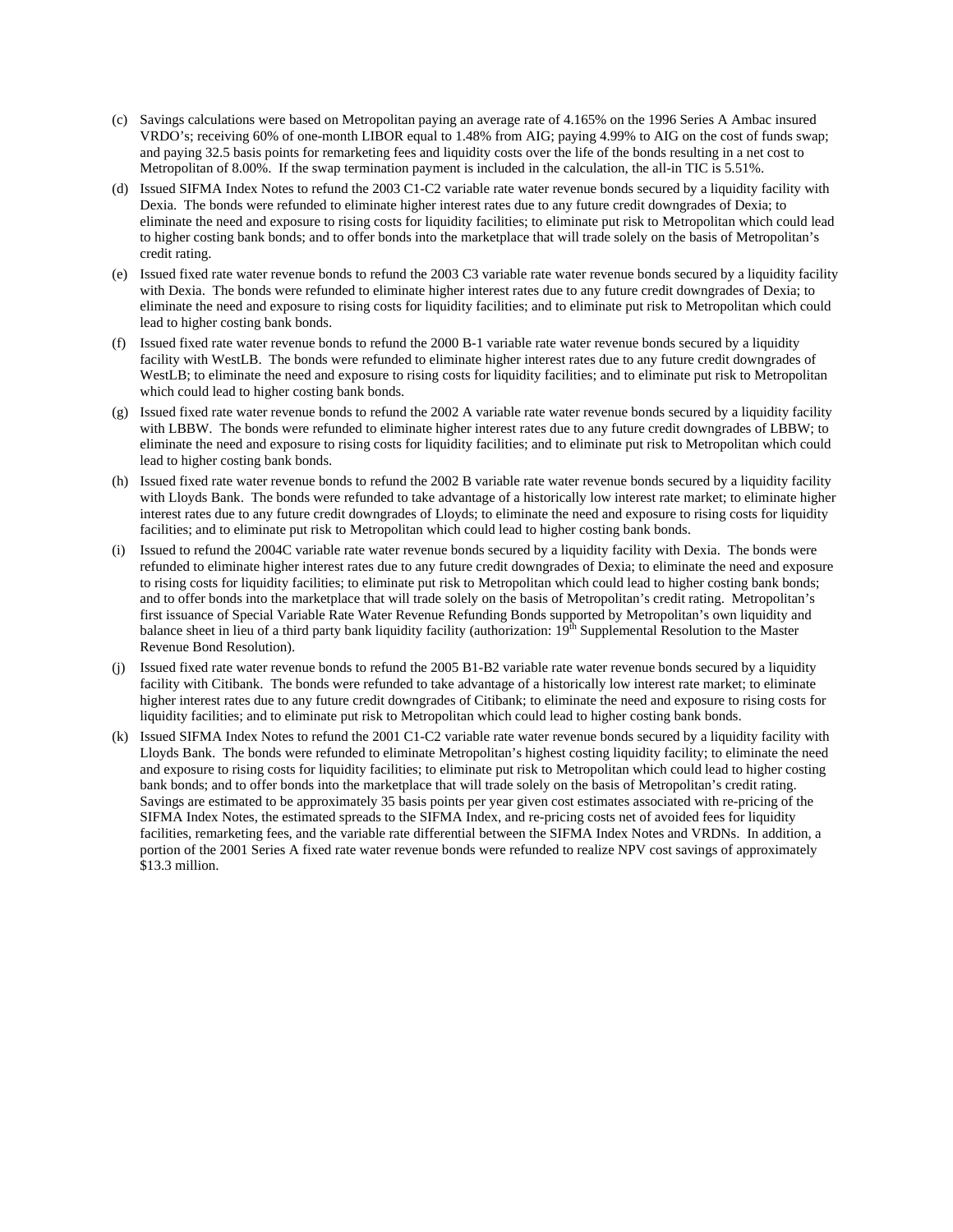(c) Savings calculations were based on Metropolitan paying an average rate of 4.165% on the 1996 Series A Ambac insured VRDO's; receiving 60% of one-month LIBOR equal to 1.48% from AIG; paying 4.99% to AIG on the cost of funds swap; and paying 32.5 basis points for remarketing fees and liquidity costs over the life of the bonds resulting in a net cost to Metropolitan of 8.00%. If the swap termination payment is included in the calculation, the all-in TIC is 5.51%.

(d) Issued SIFMA Index Notes to refund the 2003 C1-C2 variable rate water revenue bonds secured by a liquidity facility with Dexia. The bonds were refunded to eliminate higher interest rates due to any future credit downgrades of Dexia; to eliminate the need and exposure to rising costs for liquidity facilities; to eliminate put risk to Metropolitan which could lead to higher costing bank bonds; and to offer bonds into the marketplace that will trade solely on the basis of Metropolitan's credit rating.

(e) Issued fixed rate water revenue bonds to refund the 2003 C3 variable rate water revenue bonds secured by a liquidity facility with Dexia. The bonds were refunded to eliminate higher interest rates due to any future credit downgrades of Dexia; to eliminate the need and exposure to rising costs for liquidity facilities; and to eliminate put risk to Metropolitan which could lead to higher costing bank bonds.

(f) Issued fixed rate water revenue bonds to refund the 2000 B-1 variable rate water revenue bonds secured by a liquidity facility with WestLB. The bonds were refunded to eliminate higher interest rates due to any future credit downgrades of WestLB; to eliminate the need and exposure to rising costs for liquidity facilities; and to eliminate put risk to Metropolitan which could lead to higher costing bank bonds.

(g) Issued fixed rate water revenue bonds to refund the 2002 A variable rate water revenue bonds secured by a liquidity facility with LBBW. The bonds were refunded to eliminate higher interest rates due to any future credit downgrades of LBBW; to eliminate the need and exposure to rising costs for liquidity facilities; and to eliminate put risk to Metropolitan which could lead to higher costing bank bonds.

(h) Issued fixed rate water revenue bonds to refund the 2002 B variable rate water revenue bonds secured by a liquidity facility with Lloyds Bank. The bonds were refunded to take advantage of a historically low interest rate market; to eliminate higher interest rates due to any future credit downgrades of Lloyds; to eliminate the need and exposure to rising costs for liquidity facilities; and to eliminate put risk to Metropolitan which could lead to higher costing bank bonds.

(i) Issued to refund the 2004C variable rate water revenue bonds secured by a liquidity facility with Dexia. The bonds were refunded to eliminate higher interest rates due to any future credit downgrades of Dexia; to eliminate the need and exposure to rising costs for liquidity facilities; to eliminate put risk to Metropolitan which could lead to higher costing bank bonds; and to offer bonds into the marketplace that will trade solely on the basis of Metropolitan's credit rating. Metropolitan's first issuance of Special Variable Rate Water Revenue Refunding Bonds supported by Metropolitan's own liquidity and balance sheet in lieu of a third party bank liquidity facility (authorization: 19th Supplemental Resolution to the Master Revenue Bond Resolution).

(j) Issued fixed rate water revenue bonds to refund the 2005 B1-B2 variable rate water revenue bonds secured by a liquidity facility with Citibank. The bonds were refunded to take advantage of a historically low interest rate market; to eliminate higher interest rates due to any future credit downgrades of Citibank; to eliminate the need and exposure to rising costs for liquidity facilities; and to eliminate put risk to Metropolitan which could lead to higher costing bank bonds.

(k) Issued SIFMA Index Notes to refund the 2001 C1-C2 variable rate water revenue bonds secured by a liquidity facility with Lloyds Bank. The bonds were refunded to eliminate Metropolitan's highest costing liquidity facility; to eliminate the need and exposure to rising costs for liquidity facilities; to eliminate put risk to Metropolitan which could lead to higher costing bank bonds; and to offer bonds into the marketplace that will trade solely on the basis of Metropolitan's credit rating. Savings are estimated to be approximately 35 basis points per year given cost estimates associated with re-pricing of the SIFMA Index Notes, the estimated spreads to the SIFMA Index, and re-pricing costs net of avoided fees for liquidity facilities, remarketing fees, and the variable rate differential between the SIFMA Index Notes and VRDNs. In addition, a portion of the 2001 Series A fixed rate water revenue bonds were refunded to realize NPV cost savings of approximately $13.3 million.